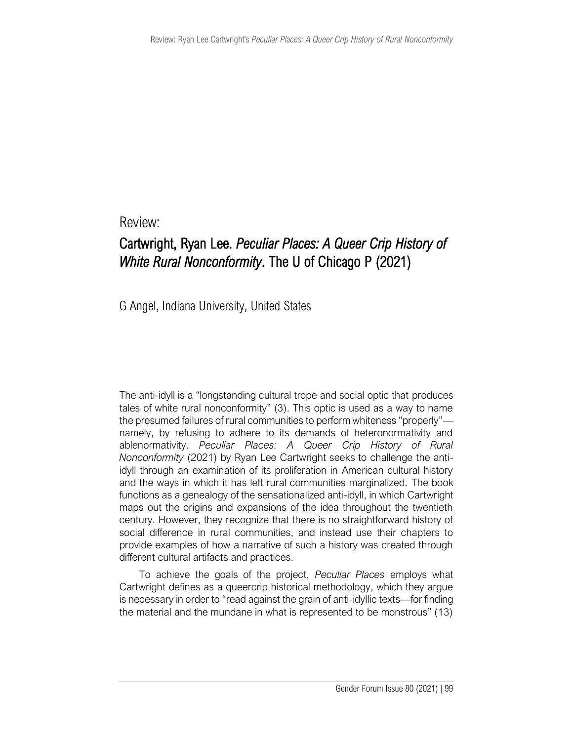# Review:

## Cartwright, Ryan Lee. *Peculiar Places: A Queer Crip History of White Rural Nonconformity*. The U of Chicago P (2021)

G Angel, Indiana University, United States

The anti-idyll is a "longstanding cultural trope and social optic that produces tales of white rural nonconformity" (3). This optic is used as a way to name the presumed failures of rural communities to perform whiteness "properly"—namely, by refusing to adhere to its demands of heteronormativity and ablenormativity. *Peculiar Places: A Queer Crip History of Rural Nonconformity* (2021) by Ryan Lee Cartwright seeks to challenge the anti-idyll through an examination of its proliferation in American cultural history and the ways in which it has left rural communities marginalized. The book functions as a genealogy of the sensationalized anti-idyll, in which Cartwright maps out the origins and expansions of the idea throughout the twentieth century. However, they recognize that there is no straightforward history of social difference in rural communities, and instead use their chapters to provide examples of how a narrative of such a history was created through different cultural artifacts and practices.

To achieve the goals of the project, *Peculiar Places* employs what Cartwright defines as a queercrip historical methodology, which they argue is necessary in order to "read against the grain of anti-idyllic texts—for finding the material and the mundane in what is represented to be monstrous" (13)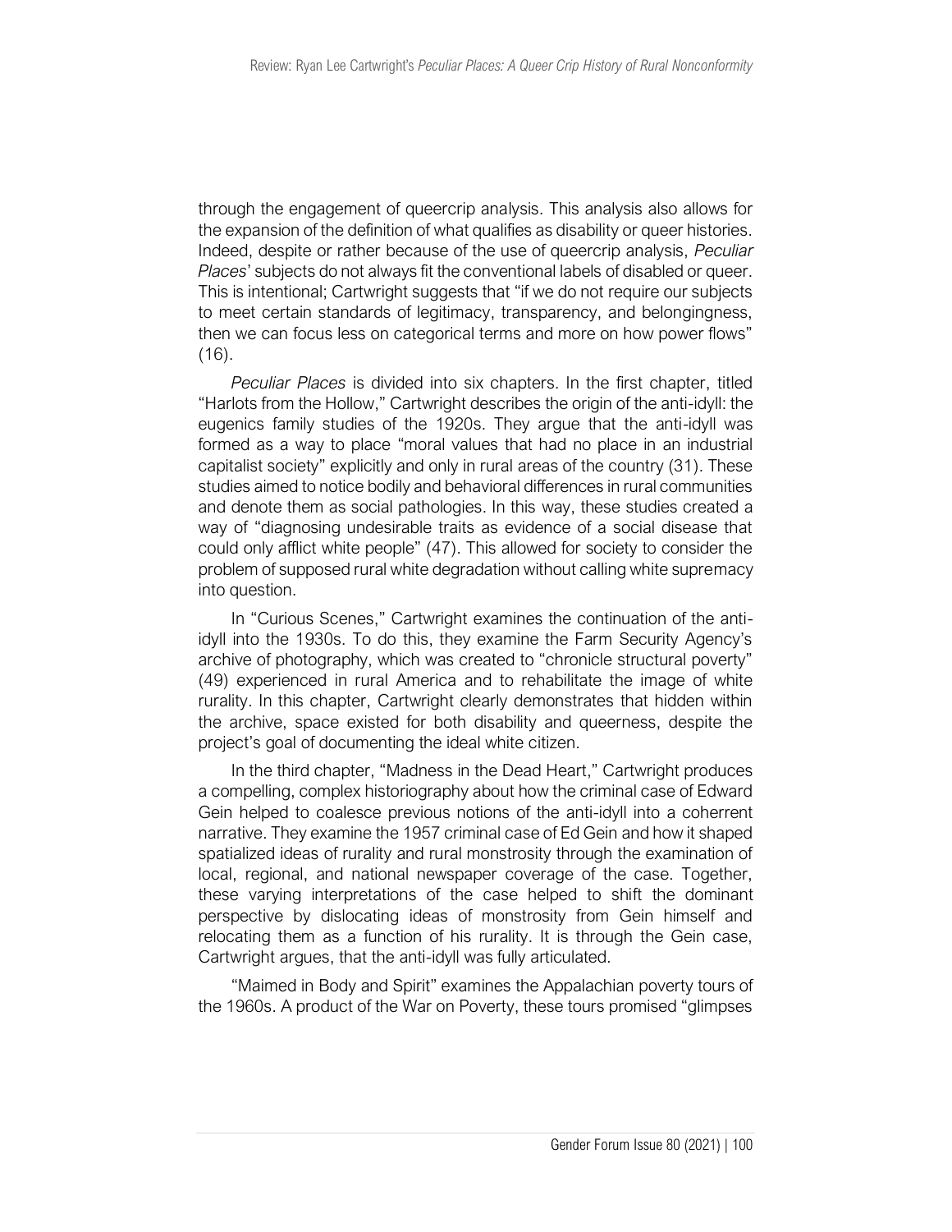through the engagement of queercrip analysis. This analysis also allows for the expansion of the definition of what qualifies as disability or queer histories. Indeed, despite or rather because of the use of queercrip analysis, *Peculiar Places*' subjects do not always fit the conventional labels of disabled or queer. This is intentional; Cartwright suggests that "if we do not require our subjects to meet certain standards of legitimacy, transparency, and belongingness, then we can focus less on categorical terms and more on how power flows" (16).

*Peculiar Places* is divided into six chapters. In the first chapter, titled "Harlots from the Hollow," Cartwright describes the origin of the anti-idyll: the eugenics family studies of the 1920s. They argue that the anti-idyll was formed as a way to place "moral values that had no place in an industrial capitalist society" explicitly and only in rural areas of the country (31). These studies aimed to notice bodily and behavioral differences in rural communities and denote them as social pathologies. In this way, these studies created a way of "diagnosing undesirable traits as evidence of a social disease that could only afflict white people" (47). This allowed for society to consider the problem of supposed rural white degradation without calling white supremacy into question.

In "Curious Scenes," Cartwright examines the continuation of the anti-idyll into the 1930s. To do this, they examine the Farm Security Agency's archive of photography, which was created to "chronicle structural poverty" (49) experienced in rural America and to rehabilitate the image of white rurality. In this chapter, Cartwright clearly demonstrates that hidden within the archive, space existed for both disability and queerness, despite the project's goal of documenting the ideal white citizen.

In the third chapter, "Madness in the Dead Heart," Cartwright produces a compelling, complex historiography about how the criminal case of Edward Gein helped to coalesce previous notions of the anti-idyll into a coherrent narrative. They examine the 1957 criminal case of Ed Gein and how it shaped spatialized ideas of rurality and rural monstrosity through the examination of local, regional, and national newspaper coverage of the case. Together, these varying interpretations of the case helped to shift the dominant perspective by dislocating ideas of monstrosity from Gein himself and relocating them as a function of his rurality. It is through the Gein case, Cartwright argues, that the anti-idyll was fully articulated.

"Maimed in Body and Spirit" examines the Appalachian poverty tours of the 1960s. A product of the War on Poverty, these tours promised "glimpses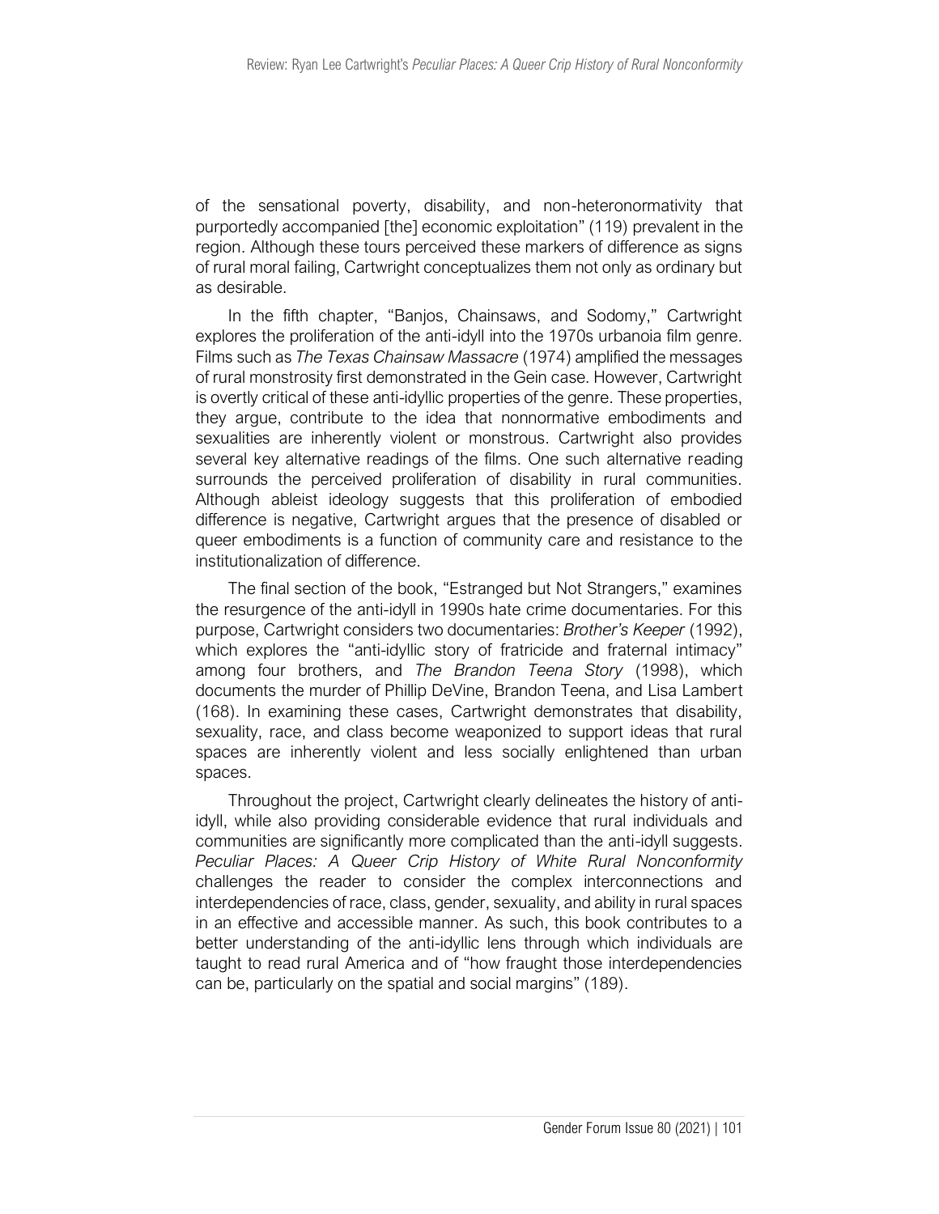of the sensational poverty, disability, and non-heteronormativity that purportedly accompanied [the] economic exploitation" (119) prevalent in the region. Although these tours perceived these markers of difference as signs of rural moral failing, Cartwright conceptualizes them not only as ordinary but as desirable.

In the fifth chapter, "Banjos, Chainsaws, and Sodomy," Cartwright explores the proliferation of the anti-idyll into the 1970s urbanoia film genre. Films such as *The Texas Chainsaw Massacre* (1974) amplified the messages of rural monstrosity first demonstrated in the Gein case. However, Cartwright is overtly critical of these anti-idyllic properties of the genre. These properties, they argue, contribute to the idea that nonnormative embodiments and sexualities are inherently violent or monstrous. Cartwright also provides several key alternative readings of the films. One such alternative reading surrounds the perceived proliferation of disability in rural communities. Although ableist ideology suggests that this proliferation of embodied difference is negative, Cartwright argues that the presence of disabled or queer embodiments is a function of community care and resistance to the institutionalization of difference.

The final section of the book, "Estranged but Not Strangers," examines the resurgence of the anti-idyll in 1990s hate crime documentaries. For this purpose, Cartwright considers two documentaries: *Brother's Keeper* (1992), which explores the "anti-idyllic story of fratricide and fraternal intimacy" among four brothers, and *The Brandon Teena Story* (1998), which documents the murder of Phillip DeVine, Brandon Teena, and Lisa Lambert (168). In examining these cases, Cartwright demonstrates that disability, sexuality, race, and class become weaponized to support ideas that rural spaces are inherently violent and less socially enlightened than urban spaces.

Throughout the project, Cartwright clearly delineates the history of anti-idyll, while also providing considerable evidence that rural individuals and communities are significantly more complicated than the anti-idyll suggests. *Peculiar Places: A Queer Crip History of White Rural Nonconformity* challenges the reader to consider the complex interconnections and interdependencies of race, class, gender, sexuality, and ability in rural spaces in an effective and accessible manner. As such, this book contributes to a better understanding of the anti-idyllic lens through which individuals are taught to read rural America and of "how fraught those interdependencies can be, particularly on the spatial and social margins" (189).